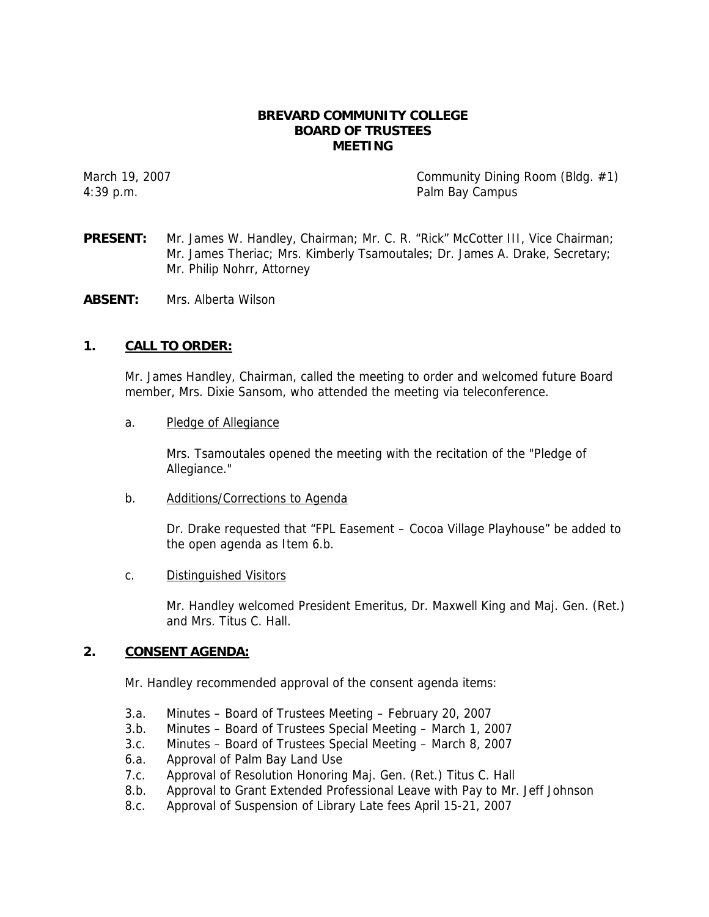# BREVARD COMMUNITY COLLEGE
# BOARD OF TRUSTEES
# MEETING

March 19, 2007
4:39 p.m.

Community Dining Room (Bldg. #1)
Palm Bay Campus

**PRESENT:** Mr. James W. Handley, Chairman; Mr. C. R. "Rick" McCotter III, Vice Chairman; Mr. James Theriac; Mrs. Kimberly Tsamoutales; Dr. James A. Drake, Secretary; Mr. Philip Nohrr, Attorney

**ABSENT:** Mrs. Alberta Wilson

## 1. CALL TO ORDER:

Mr. James Handley, Chairman, called the meeting to order and welcomed future Board member, Mrs. Dixie Sansom, who attended the meeting via teleconference.

a. Pledge of Allegiance

Mrs. Tsamoutales opened the meeting with the recitation of the "Pledge of Allegiance."

b. Additions/Corrections to Agenda

Dr. Drake requested that "FPL Easement – Cocoa Village Playhouse" be added to the open agenda as Item 6.b.

c. Distinguished Visitors

Mr. Handley welcomed President Emeritus, Dr. Maxwell King and Maj. Gen. (Ret.) and Mrs. Titus C. Hall.

## 2. CONSENT AGENDA:

Mr. Handley recommended approval of the consent agenda items:

- 3.a. Minutes – Board of Trustees Meeting – February 20, 2007
- 3.b. Minutes – Board of Trustees Special Meeting – March 1, 2007
- 3.c. Minutes – Board of Trustees Special Meeting – March 8, 2007
- 6.a. Approval of Palm Bay Land Use
- 7.c. Approval of Resolution Honoring Maj. Gen. (Ret.) Titus C. Hall
- 8.b. Approval to Grant Extended Professional Leave with Pay to Mr. Jeff Johnson
- 8.c. Approval of Suspension of Library Late fees April 15-21, 2007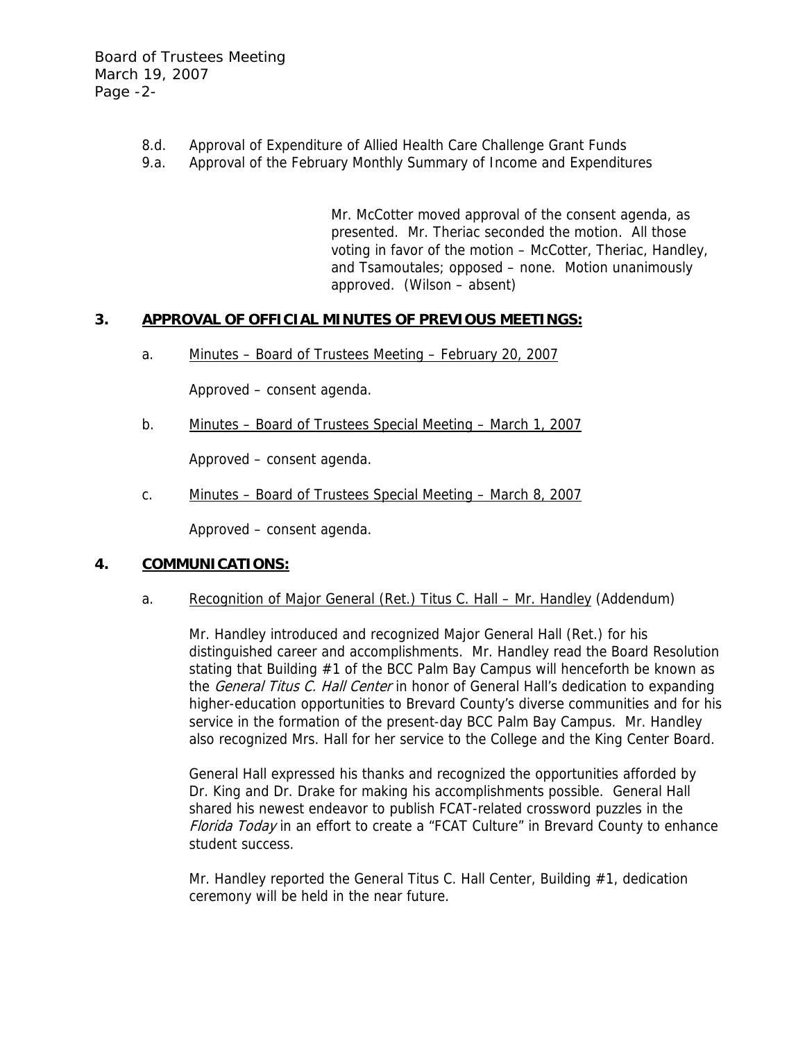8.d. Approval of Expenditure of Allied Health Care Challenge Grant Funds
9.a. Approval of the February Monthly Summary of Income and Expenditures

> Mr. McCotter moved approval of the consent agenda, as presented. Mr. Theriac seconded the motion. All those voting in favor of the motion – McCotter, Theriac, Handley, and Tsamoutales; opposed – none. Motion unanimously approved. (Wilson – absent)

## 3. APPROVAL OF OFFICIAL MINUTES OF PREVIOUS MEETINGS:

a. Minutes – Board of Trustees Meeting – February 20, 2007

Approved – consent agenda.

b. Minutes – Board of Trustees Special Meeting – March 1, 2007

Approved – consent agenda.

c. Minutes – Board of Trustees Special Meeting – March 8, 2007

Approved – consent agenda.

## 4. COMMUNICATIONS:

a. Recognition of Major General (Ret.) Titus C. Hall – Mr. Handley (Addendum)

Mr. Handley introduced and recognized Major General Hall (Ret.) for his distinguished career and accomplishments. Mr. Handley read the Board Resolution stating that Building #1 of the BCC Palm Bay Campus will henceforth be known as the *General Titus C. Hall Center* in honor of General Hall's dedication to expanding higher-education opportunities to Brevard County's diverse communities and for his service in the formation of the present-day BCC Palm Bay Campus. Mr. Handley also recognized Mrs. Hall for her service to the College and the King Center Board.

General Hall expressed his thanks and recognized the opportunities afforded by Dr. King and Dr. Drake for making his accomplishments possible. General Hall shared his newest endeavor to publish FCAT-related crossword puzzles in the *Florida Today* in an effort to create a "FCAT Culture" in Brevard County to enhance student success.

Mr. Handley reported the General Titus C. Hall Center, Building #1, dedication ceremony will be held in the near future.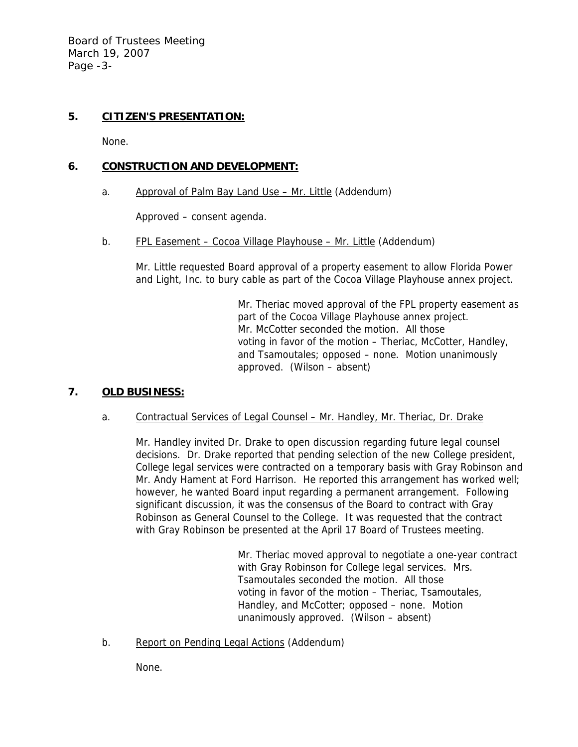**5. CITIZEN'S PRESENTATION:**

None.

**6. CONSTRUCTION AND DEVELOPMENT:**

a. Approval of Palm Bay Land Use – Mr. Little (Addendum)

Approved – consent agenda.

b. FPL Easement – Cocoa Village Playhouse – Mr. Little (Addendum)

Mr. Little requested Board approval of a property easement to allow Florida Power and Light, Inc. to bury cable as part of the Cocoa Village Playhouse annex project.

> Mr. Theriac moved approval of the FPL property easement as part of the Cocoa Village Playhouse annex project. Mr. McCotter seconded the motion. All those voting in favor of the motion – Theriac, McCotter, Handley, and Tsamoutales; opposed – none. Motion unanimously approved. (Wilson – absent)

**7. OLD BUSINESS:**

a. Contractual Services of Legal Counsel – Mr. Handley, Mr. Theriac, Dr. Drake

Mr. Handley invited Dr. Drake to open discussion regarding future legal counsel decisions. Dr. Drake reported that pending selection of the new College president, College legal services were contracted on a temporary basis with Gray Robinson and Mr. Andy Hament at Ford Harrison. He reported this arrangement has worked well; however, he wanted Board input regarding a permanent arrangement. Following significant discussion, it was the consensus of the Board to contract with Gray Robinson as General Counsel to the College. It was requested that the contract with Gray Robinson be presented at the April 17 Board of Trustees meeting.

> Mr. Theriac moved approval to negotiate a one-year contract with Gray Robinson for College legal services. Mrs. Tsamoutales seconded the motion. All those voting in favor of the motion – Theriac, Tsamoutales, Handley, and McCotter; opposed – none. Motion unanimously approved. (Wilson – absent)

b. Report on Pending Legal Actions (Addendum)

None.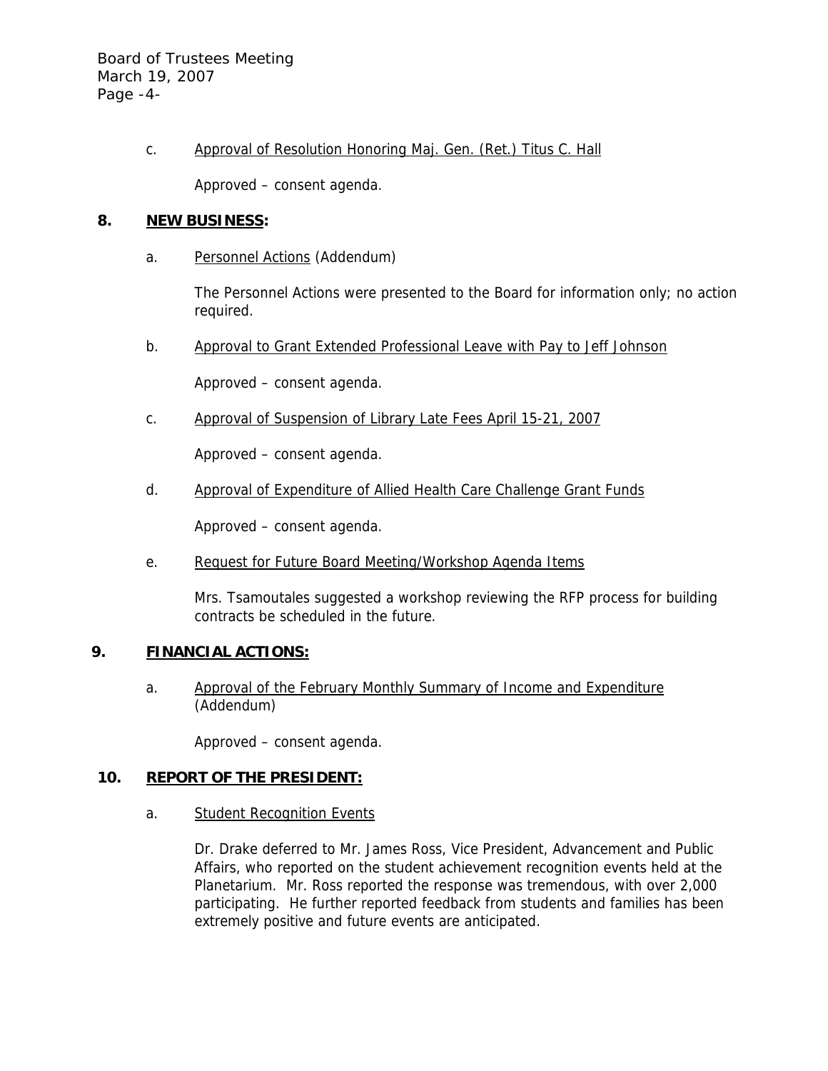c. Approval of Resolution Honoring Maj. Gen. (Ret.) Titus C. Hall

Approved – consent agenda.

## 8. NEW BUSINESS:

a. Personnel Actions (Addendum)

The Personnel Actions were presented to the Board for information only; no action required.

b. Approval to Grant Extended Professional Leave with Pay to Jeff Johnson

Approved – consent agenda.

c. Approval of Suspension of Library Late Fees April 15-21, 2007

Approved – consent agenda.

d. Approval of Expenditure of Allied Health Care Challenge Grant Funds

Approved – consent agenda.

e. Request for Future Board Meeting/Workshop Agenda Items

Mrs. Tsamoutales suggested a workshop reviewing the RFP process for building contracts be scheduled in the future.

## 9. FINANCIAL ACTIONS:

a. Approval of the February Monthly Summary of Income and Expenditure (Addendum)

Approved – consent agenda.

## 10. REPORT OF THE PRESIDENT:

a. Student Recognition Events

Dr. Drake deferred to Mr. James Ross, Vice President, Advancement and Public Affairs, who reported on the student achievement recognition events held at the Planetarium. Mr. Ross reported the response was tremendous, with over 2,000 participating. He further reported feedback from students and families has been extremely positive and future events are anticipated.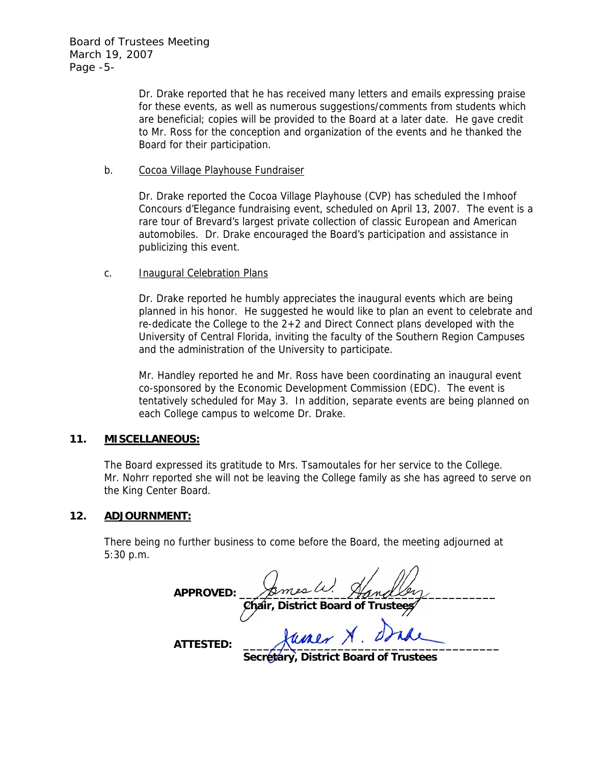Dr. Drake reported that he has received many letters and emails expressing praise for these events, as well as numerous suggestions/comments from students which are beneficial; copies will be provided to the Board at a later date. He gave credit to Mr. Ross for the conception and organization of the events and he thanked the Board for their participation.

b. Cocoa Village Playhouse Fundraiser

Dr. Drake reported the Cocoa Village Playhouse (CVP) has scheduled the Imhoof Concours d'Elegance fundraising event, scheduled on April 13, 2007. The event is a rare tour of Brevard's largest private collection of classic European and American automobiles. Dr. Drake encouraged the Board's participation and assistance in publicizing this event.

c. Inaugural Celebration Plans

Dr. Drake reported he humbly appreciates the inaugural events which are being planned in his honor. He suggested he would like to plan an event to celebrate and re-dedicate the College to the 2+2 and Direct Connect plans developed with the University of Central Florida, inviting the faculty of the Southern Region Campuses and the administration of the University to participate.

Mr. Handley reported he and Mr. Ross have been coordinating an inaugural event co-sponsored by the Economic Development Commission (EDC). The event is tentatively scheduled for May 3. In addition, separate events are being planned on each College campus to welcome Dr. Drake.

## 11. MISCELLANEOUS:

The Board expressed its gratitude to Mrs. Tsamoutales for her service to the College. Mr. Nohrr reported she will not be leaving the College family as she has agreed to serve on the King Center Board.

## 12. ADJOURNMENT:

There being no further business to come before the Board, the meeting adjourned at 5:30 p.m.

**APPROVED:** James W. Handley
**Chair, District Board of Trustees**

**ATTESTED:** James A. Drake
**Secretary, District Board of Trustees**